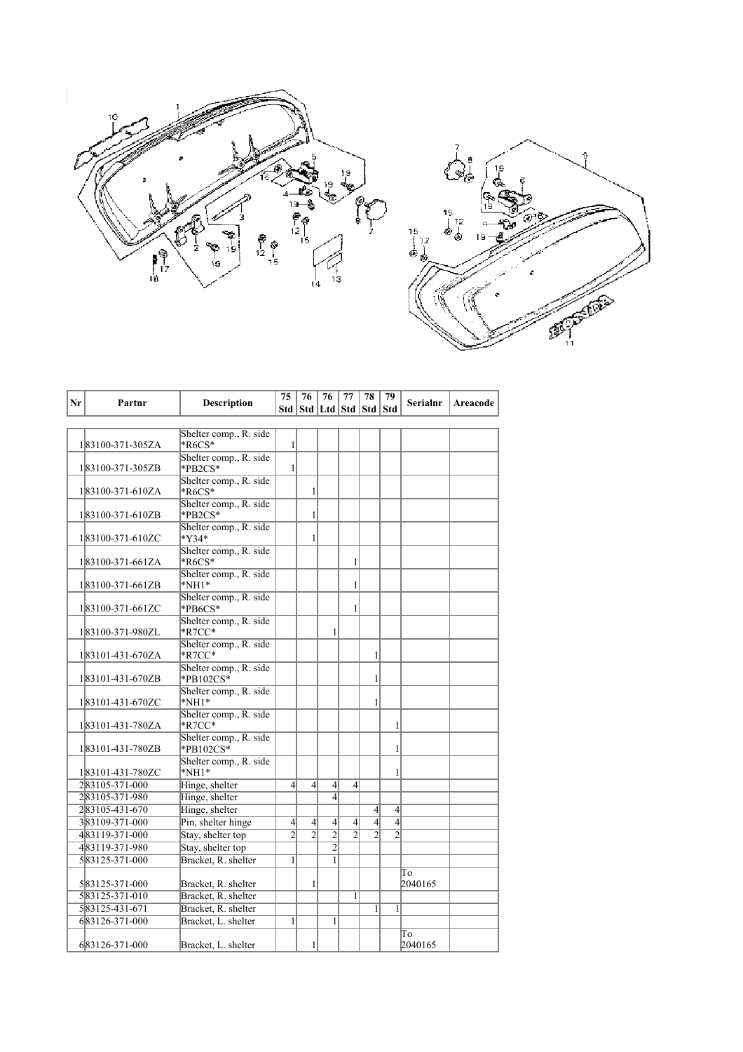| Nr | Partnr | Description | 75 Std | 76 Std | 76 Ltd | 77 Std | 78 Std | 79 Std | Serialnr | Areacode |
|---|---|---|---|---|---|---|---|---|---|---|
| 1 | 83100-371-305ZA | Shelter comp., R. side *R6CS* | 1 | | | | | | | |
| 1 | 83100-371-305ZB | Shelter comp., R. side *PB2CS* | 1 | | | | | | | |
| 1 | 83100-371-610ZA | Shelter comp., R. side *R6CS* | | 1 | | | | | | |
| 1 | 83100-371-610ZB | Shelter comp., R. side *PB2CS* | | 1 | | | | | | |
| 1 | 83100-371-610ZC | Shelter comp., R. side *Y34* | | 1 | | | | | | |
| 1 | 83100-371-661ZA | Shelter comp., R. side *R6CS* | | | | 1 | | | | |
| 1 | 83100-371-661ZB | Shelter comp., R. side *NH1* | | | | 1 | | | | |
| 1 | 83100-371-661ZC | Shelter comp., R. side *PB6CS* | | | | 1 | | | | |
| 1 | 83100-371-980ZL | Shelter comp., R. side *R7CC* | | | 1 | | | | | |
| 1 | 83101-431-670ZA | Shelter comp., R. side *R7CC* | | | | | 1 | | | |
| 1 | 83101-431-670ZB | Shelter comp., R. side *PB102CS* | | | | | 1 | | | |
| 1 | 83101-431-670ZC | Shelter comp., R. side *NH1* | | | | | 1 | | | |
| 1 | 83101-431-780ZA | Shelter comp., R. side *R7CC* | | | | | | 1 | | |
| 1 | 83101-431-780ZB | Shelter comp., R. side *PB102CS* | | | | | | 1 | | |
| 1 | 83101-431-780ZC | Shelter comp., R. side *NH1* | | | | | | 1 | | |
| 2 | 83105-371-000 | Hinge, shelter | 4 | 4 | 4 | 4 | | | | |
| 2 | 83105-371-980 | Hinge, shelter | | | 4 | | | | | |
| 2 | 83105-431-670 | Hinge, shelter | | | | | 4 | 4 | | |
| 3 | 83109-371-000 | Pin, shelter hinge | 4 | 4 | 4 | 4 | 4 | 4 | | |
| 4 | 83119-371-000 | Stay, shelter top | 2 | 2 | 2 | 2 | 2 | 2 | | |
| 4 | 83119-371-980 | Stay, shelter top | | | 2 | | | | | |
| 5 | 83125-371-000 | Bracket, R. shelter | 1 | | 1 | | | | | |
| 5 | 83125-371-000 | Bracket, R. shelter | | 1 | | | | | To 2040165 | |
| 5 | 83125-371-010 | Bracket, R. shelter | | | | 1 | | | | |
| 5 | 83125-431-671 | Bracket, R. shelter | | | | | 1 | 1 | | |
| 6 | 83126-371-000 | Bracket, L. shelter | 1 | | 1 | | | | | |
| 6 | 83126-371-000 | Bracket, L. shelter | | 1 | | | | | To 2040165 | |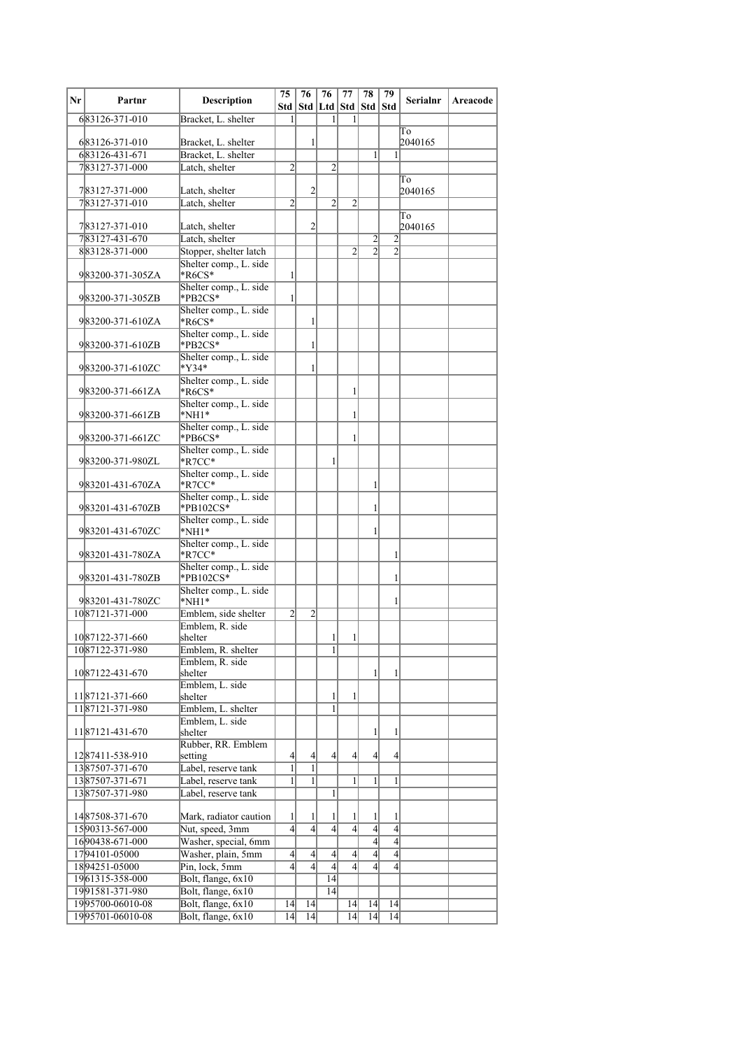| Nr | Partnr | Description | 75 Std | 76 Std | 76 Ltd | 77 Std | 78 Std | 79 Std | Serialnr | Areacode |
|---|---|---|---|---|---|---|---|---|---|---|
| 6 | 83126-371-010 | Bracket, L. shelter | 1 | | 1 | 1 | | | | |
| 6 | 83126-371-010 | Bracket, L. shelter | | 1 | | | | | To 2040165 | |
| 6 | 83126-431-671 | Bracket, L. shelter | | | | | 1 | 1 | | |
| 7 | 83127-371-000 | Latch, shelter | 2 | | 2 | | | | | |
| 7 | 83127-371-000 | Latch, shelter | | 2 | | | | | To 2040165 | |
| 7 | 83127-371-010 | Latch, shelter | 2 | | 2 | 2 | | | | |
| 7 | 83127-371-010 | Latch, shelter | | 2 | | | | | To 2040165 | |
| 7 | 83127-431-670 | Latch, shelter | | | | | 2 | 2 | | |
| 8 | 83128-371-000 | Stopper, shelter latch | | | | 2 | 2 | 2 | | |
| 9 | 83200-371-305ZA | Shelter comp., L. side *R6CS* | 1 | | | | | | | |
| 9 | 83200-371-305ZB | Shelter comp., L. side *PB2CS* | 1 | | | | | | | |
| 9 | 83200-371-610ZA | Shelter comp., L. side *R6CS* | | 1 | | | | | | |
| 9 | 83200-371-610ZB | Shelter comp., L. side *PB2CS* | | 1 | | | | | | |
| 9 | 83200-371-610ZC | Shelter comp., L. side *Y34* | | 1 | | | | | | |
| 9 | 83200-371-661ZA | Shelter comp., L. side *R6CS* | | | | 1 | | | | |
| 9 | 83200-371-661ZB | Shelter comp., L. side *NH1* | | | | 1 | | | | |
| 9 | 83200-371-661ZC | Shelter comp., L. side *PB6CS* | | | | 1 | | | | |
| 9 | 83200-371-980ZL | Shelter comp., L. side *R7CC* | | | 1 | | | | | |
| 9 | 83201-431-670ZA | Shelter comp., L. side *R7CC* | | | | | 1 | | | |
| 9 | 83201-431-670ZB | Shelter comp., L. side *PB102CS* | | | | | 1 | | | |
| 9 | 83201-431-670ZC | Shelter comp., L. side *NH1* | | | | | 1 | | | |
| 9 | 83201-431-780ZA | Shelter comp., L. side *R7CC* | | | | | | 1 | | |
| 9 | 83201-431-780ZB | Shelter comp., L. side *PB102CS* | | | | | | 1 | | |
| 9 | 83201-431-780ZC | Shelter comp., L. side *NH1* | | | | | | 1 | | |
| 10 | 87121-371-000 | Emblem, side shelter | 2 | 2 | | | | | | |
| 10 | 87122-371-660 | Emblem, R. side shelter | | | 1 | 1 | | | | |
| 10 | 87122-371-980 | Emblem, R. shelter | | | 1 | | | | | |
| 10 | 87122-431-670 | Emblem, R. side shelter | | | | | 1 | 1 | | |
| 11 | 87121-371-660 | Emblem, L. side shelter | | | 1 | 1 | | | | |
| 11 | 87121-371-980 | Emblem, L. shelter | | | 1 | | | | | |
| 11 | 87121-431-670 | Emblem, L. side shelter | | | | | 1 | 1 | | |
| 12 | 87411-538-910 | Rubber, RR. Emblem setting | 4 | 4 | 4 | 4 | 4 | 4 | | |
| 13 | 87507-371-670 | Label, reserve tank | 1 | 1 | | | | | | |
| 13 | 87507-371-671 | Label, reserve tank | 1 | 1 | | 1 | 1 | 1 | | |
| 13 | 87507-371-980 | Label, reserve tank | | | 1 | | | | | |
| 14 | 87508-371-670 | Mark, radiator caution | 1 | 1 | 1 | 1 | 1 | 1 | | |
| 15 | 90313-567-000 | Nut, speed, 3mm | 4 | 4 | 4 | 4 | 4 | 4 | | |
| 16 | 90438-671-000 | Washer, special, 6mm | | | | | 4 | 4 | | |
| 17 | 94101-05000 | Washer, plain, 5mm | 4 | 4 | 4 | 4 | 4 | 4 | | |
| 18 | 94251-05000 | Pin, lock, 5mm | 4 | 4 | 4 | 4 | 4 | 4 | | |
| 19 | 61315-358-000 | Bolt, flange, 6x10 | | | 14 | | | | | |
| 19 | 91581-371-980 | Bolt, flange, 6x10 | | | 14 | | | | | |
| 19 | 95700-06010-08 | Bolt, flange, 6x10 | 14 | 14 | | 14 | 14 | 14 | | |
| 19 | 95701-06010-08 | Bolt, flange, 6x10 | 14 | 14 | | 14 | 14 | 14 | | |